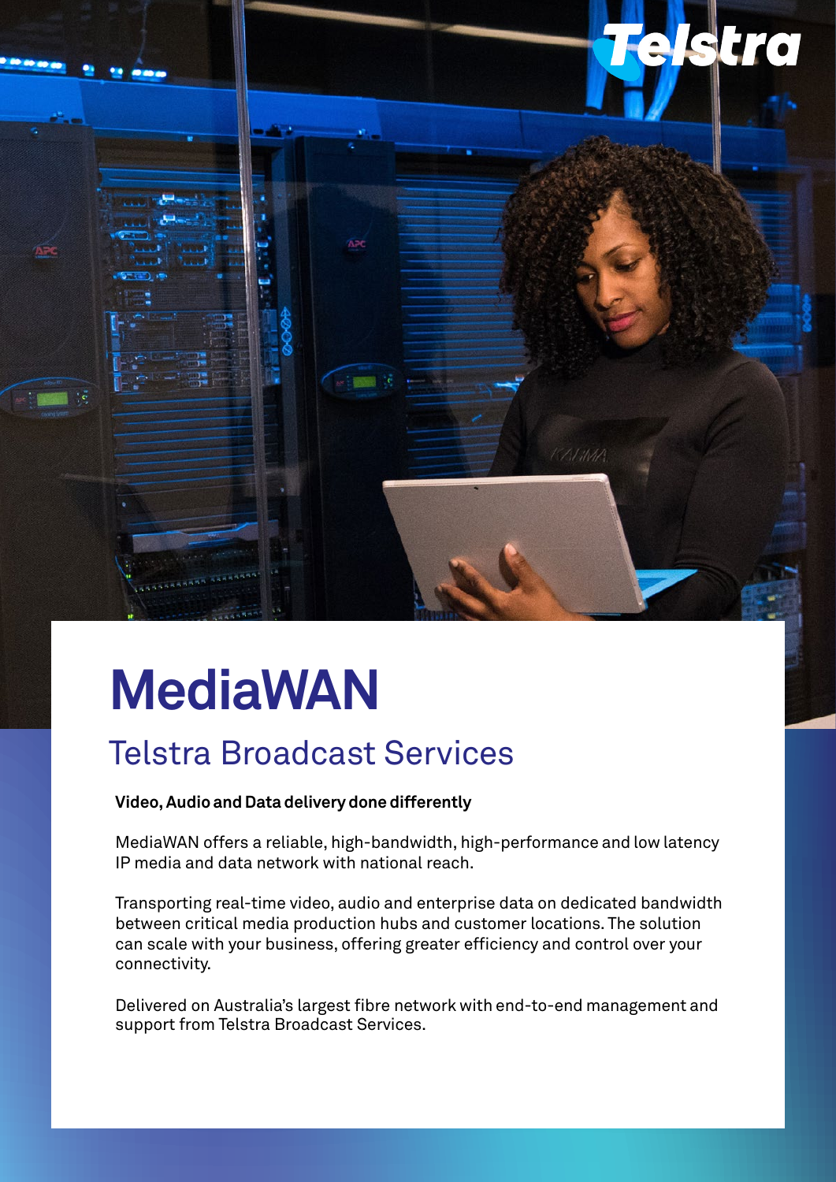# MediaWAN

## Telstra Broadcast Services

**Video, Audio and Data delivery done differently**

MediaWAN offers a reliable, high-bandwidth, high-performance and low latency IP media and data network with national reach.

Transporting real-time video, audio and enterprise data on dedicated bandwidth between critical media production hubs and customer locations. The solution can scale with your business, offering greater efficiency and control over your connectivity.

Delivered on Australia's largest fibre network with end-to-end management and support from Telstra Broadcast Services.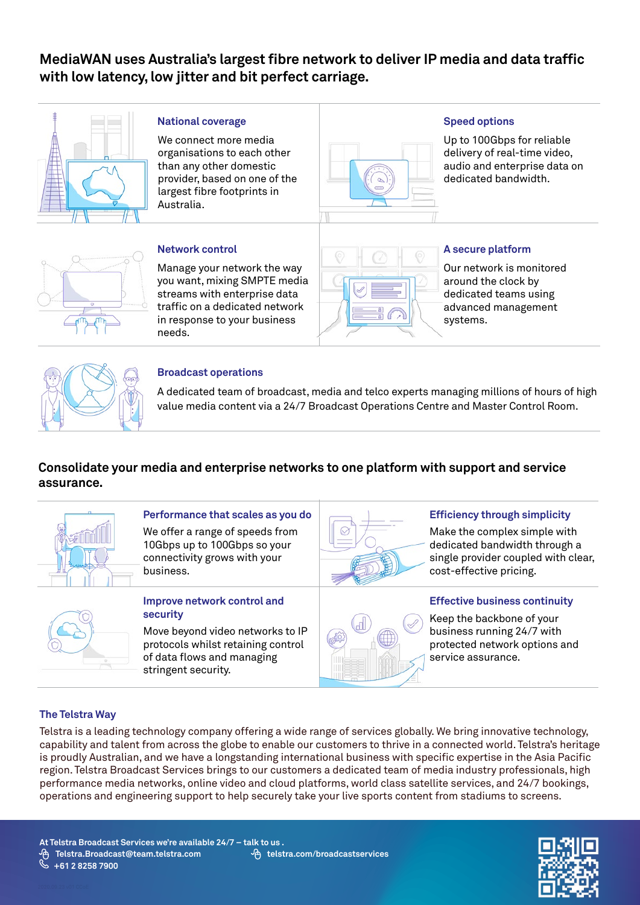## MediaWAN uses Australia's largest fibre network to deliver IP media and data traffic with low latency, low jitter and bit perfect carriage.

### National coverage

We connect more media organisations to each other than any other domestic provider, based on one of the largest fibre footprints in Australia.

### Speed options

Up to 100Gbps for reliable delivery of real-time video, audio and enterprise data on dedicated bandwidth.

### Network control

Manage your network the way you want, mixing SMPTE media streams with enterprise data traffic on a dedicated network in response to your business needs.

### A secure platform

Our network is monitored around the clock by dedicated teams using advanced management systems.

### Broadcast operations

A dedicated team of broadcast, media and telco experts managing millions of hours of high value media content via a 24/7 Broadcast Operations Centre and Master Control Room.

## Consolidate your media and enterprise networks to one platform with support and service assurance.

### Performance that scales as you do

We offer a range of speeds from 10Gbps up to 100Gbps so your connectivity grows with your business.

### Efficiency through simplicity

Make the complex simple with dedicated bandwidth through a single provider coupled with clear, cost-effective pricing.

### Improve network control and security

Move beyond video networks to IP protocols whilst retaining control of data flows and managing stringent security.

### Effective business continuity

Keep the backbone of your business running 24/7 with protected network options and service assurance.

### The Telstra Way

Telstra is a leading technology company offering a wide range of services globally. We bring innovative technology, capability and talent from across the globe to enable our customers to thrive in a connected world. Telstra's heritage is proudly Australian, and we have a longstanding international business with specific expertise in the Asia Pacific region. Telstra Broadcast Services brings to our customers a dedicated team of media industry professionals, high performance media networks, online video and cloud platforms, world class satellite services, and 24/7 bookings, operations and engineering support to help securely take your live sports content from stadiums to screens.

**At Telstra Broadcast Services we're available 24/7 – talk to us .**

Telstra.Broadcast@team.telstra.com

telstra.com/broadcastservices

+61 2 8258 7900